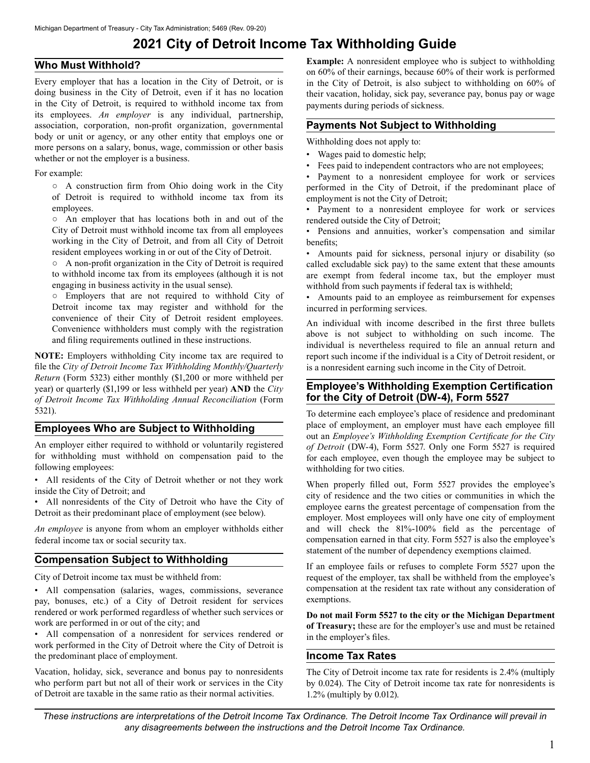# 2021 City of Detroit Income Tax Withholding Guide

## Who Must Withhold?

Every employer that has a location in the City of Detroit, or is doing business in the City of Detroit, even if it has no location in the City of Detroit, is required to withhold income tax from its employees. *An employer* is any individual, partnership, association, corporation, non-profit organization, governmental body or unit or agency, or any other entity that employs one or more persons on a salary, bonus, wage, commission or other basis whether or not the employer is a business.

For example:

- A construction firm from Ohio doing work in the City of Detroit is required to withhold income tax from its employees.
- An employer that has locations both in and out of the City of Detroit must withhold income tax from all employees working in the City of Detroit, and from all City of Detroit resident employees working in or out of the City of Detroit.
- A non-profit organization in the City of Detroit is required to withhold income tax from its employees (although it is not engaging in business activity in the usual sense).
- Employers that are not required to withhold City of Detroit income tax may register and withhold for the convenience of their City of Detroit resident employees. Convenience withholders must comply with the registration and filing requirements outlined in these instructions.

**NOTE:** Employers withholding City income tax are required to file the *City of Detroit Income Tax Withholding Monthly/Quarterly Return* (Form 5323) either monthly ($1,200 or more withheld per year) or quarterly ($1,199 or less withheld per year) **AND** the *City of Detroit Income Tax Withholding Annual Reconciliation* (Form 5321).

## Employees Who are Subject to Withholding

An employer either required to withhold or voluntarily registered for withholding must withhold on compensation paid to the following employees:

- All residents of the City of Detroit whether or not they work inside the City of Detroit; and
- All nonresidents of the City of Detroit who have the City of Detroit as their predominant place of employment (see below).

*An employee* is anyone from whom an employer withholds either federal income tax or social security tax.

## Compensation Subject to Withholding

City of Detroit income tax must be withheld from:

- All compensation (salaries, wages, commissions, severance pay, bonuses, etc.) of a City of Detroit resident for services rendered or work performed regardless of whether such services or work are performed in or out of the city; and
- All compensation of a nonresident for services rendered or work performed in the City of Detroit where the City of Detroit is the predominant place of employment.

Vacation, holiday, sick, severance and bonus pay to nonresidents who perform part but not all of their work or services in the City of Detroit are taxable in the same ratio as their normal activities.

**Example:** A nonresident employee who is subject to withholding on 60% of their earnings, because 60% of their work is performed in the City of Detroit, is also subject to withholding on 60% of their vacation, holiday, sick pay, severance pay, bonus pay or wage payments during periods of sickness.

## Payments Not Subject to Withholding

Withholding does not apply to:

- Wages paid to domestic help;
- Fees paid to independent contractors who are not employees;
- Payment to a nonresident employee for work or services performed in the City of Detroit, if the predominant place of employment is not the City of Detroit;
- Payment to a nonresident employee for work or services rendered outside the City of Detroit;
- Pensions and annuities, worker's compensation and similar benefits;
- Amounts paid for sickness, personal injury or disability (so called excludable sick pay) to the same extent that these amounts are exempt from federal income tax, but the employer must withhold from such payments if federal tax is withheld;
- Amounts paid to an employee as reimbursement for expenses incurred in performing services.

An individual with income described in the first three bullets above is not subject to withholding on such income. The individual is nevertheless required to file an annual return and report such income if the individual is a City of Detroit resident, or is a nonresident earning such income in the City of Detroit.

## Employee's Withholding Exemption Certification for the City of Detroit (DW-4), Form 5527

To determine each employee's place of residence and predominant place of employment, an employer must have each employee fill out an *Employee's Withholding Exemption Certificate for the City of Detroit* (DW-4), Form 5527. Only one Form 5527 is required for each employee, even though the employee may be subject to withholding for two cities.

When properly filled out, Form 5527 provides the employee's city of residence and the two cities or communities in which the employee earns the greatest percentage of compensation from the employer. Most employees will only have one city of employment and will check the 81%-100% field as the percentage of compensation earned in that city. Form 5527 is also the employee's statement of the number of dependency exemptions claimed.

If an employee fails or refuses to complete Form 5527 upon the request of the employer, tax shall be withheld from the employee's compensation at the resident tax rate without any consideration of exemptions.

**Do not mail Form 5527 to the city or the Michigan Department of Treasury;** these are for the employer's use and must be retained in the employer's files.

## Income Tax Rates

The City of Detroit income tax rate for residents is 2.4% (multiply by 0.024). The City of Detroit income tax rate for nonresidents is 1.2% (multiply by 0.012).

*These instructions are interpretations of the Detroit Income Tax Ordinance. The Detroit Income Tax Ordinance will prevail in any disagreements between the instructions and the Detroit Income Tax Ordinance.*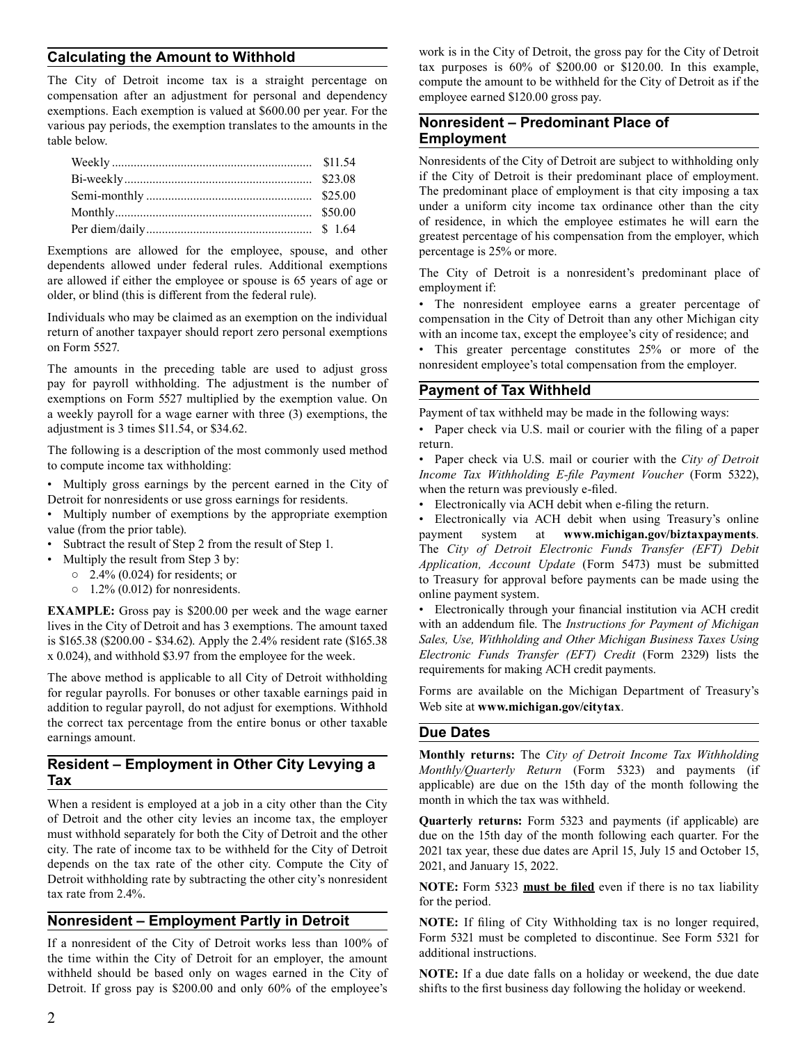## Calculating the Amount to Withhold

The City of Detroit income tax is a straight percentage on compensation after an adjustment for personal and dependency exemptions. Each exemption is valued at $600.00 per year. For the various pay periods, the exemption translates to the amounts in the table below.

| Pay Period | Amount |
|---|---|
| Weekly | $11.54 |
| Bi-weekly | $23.08 |
| Semi-monthly | $25.00 |
| Monthly | $50.00 |
| Per diem/daily | $ 1.64 |

Exemptions are allowed for the employee, spouse, and other dependents allowed under federal rules. Additional exemptions are allowed if either the employee or spouse is 65 years of age or older, or blind (this is different from the federal rule).

Individuals who may be claimed as an exemption on the individual return of another taxpayer should report zero personal exemptions on Form 5527.

The amounts in the preceding table are used to adjust gross pay for payroll withholding. The adjustment is the number of exemptions on Form 5527 multiplied by the exemption value. On a weekly payroll for a wage earner with three (3) exemptions, the adjustment is 3 times $11.54, or $34.62.

The following is a description of the most commonly used method to compute income tax withholding:

- Multiply gross earnings by the percent earned in the City of Detroit for nonresidents or use gross earnings for residents.
- Multiply number of exemptions by the appropriate exemption value (from the prior table).
- Subtract the result of Step 2 from the result of Step 1.
- Multiply the result from Step 3 by:
  - 2.4% (0.024) for residents; or
  - 1.2% (0.012) for nonresidents.

**EXAMPLE:** Gross pay is $200.00 per week and the wage earner lives in the City of Detroit and has 3 exemptions. The amount taxed is $165.38 ($200.00 - $34.62). Apply the 2.4% resident rate ($165.38 x 0.024), and withhold $3.97 from the employee for the week.

The above method is applicable to all City of Detroit withholding for regular payrolls. For bonuses or other taxable earnings paid in addition to regular payroll, do not adjust for exemptions. Withhold the correct tax percentage from the entire bonus or other taxable earnings amount.

## Resident – Employment in Other City Levying a Tax

When a resident is employed at a job in a city other than the City of Detroit and the other city levies an income tax, the employer must withhold separately for both the City of Detroit and the other city. The rate of income tax to be withheld for the City of Detroit depends on the tax rate of the other city. Compute the City of Detroit withholding rate by subtracting the other city's nonresident tax rate from 2.4%.

## Nonresident – Employment Partly in Detroit

If a nonresident of the City of Detroit works less than 100% of the time within the City of Detroit for an employer, the amount withheld should be based only on wages earned in the City of Detroit. If gross pay is $200.00 and only 60% of the employee's work is in the City of Detroit, the gross pay for the City of Detroit tax purposes is 60% of $200.00 or $120.00. In this example, compute the amount to be withheld for the City of Detroit as if the employee earned $120.00 gross pay.

## Nonresident – Predominant Place of Employment

Nonresidents of the City of Detroit are subject to withholding only if the City of Detroit is their predominant place of employment. The predominant place of employment is that city imposing a tax under a uniform city income tax ordinance other than the city of residence, in which the employee estimates he will earn the greatest percentage of his compensation from the employer, which percentage is 25% or more.

The City of Detroit is a nonresident's predominant place of employment if:

- The nonresident employee earns a greater percentage of compensation in the City of Detroit than any other Michigan city with an income tax, except the employee's city of residence; and
- This greater percentage constitutes 25% or more of the nonresident employee's total compensation from the employer.

## Payment of Tax Withheld

Payment of tax withheld may be made in the following ways:

- Paper check via U.S. mail or courier with the filing of a paper return.
- Paper check via U.S. mail or courier with the *City of Detroit Income Tax Withholding E-file Payment Voucher* (Form 5322), when the return was previously e-filed.
- Electronically via ACH debit when e-filing the return.
- Electronically via ACH debit when using Treasury's online payment system at **www.michigan.gov/biztaxpayments**. The *City of Detroit Electronic Funds Transfer (EFT) Debit Application, Account Update* (Form 5473) must be submitted to Treasury for approval before payments can be made using the online payment system.
- Electronically through your financial institution via ACH credit with an addendum file. The *Instructions for Payment of Michigan Sales, Use, Withholding and Other Michigan Business Taxes Using Electronic Funds Transfer (EFT) Credit* (Form 2329) lists the requirements for making ACH credit payments.

Forms are available on the Michigan Department of Treasury's Web site at **www.michigan.gov/citytax**.

## Due Dates

**Monthly returns:** The *City of Detroit Income Tax Withholding Monthly/Quarterly Return* (Form 5323) and payments (if applicable) are due on the 15th day of the month following the month in which the tax was withheld.

**Quarterly returns:** Form 5323 and payments (if applicable) are due on the 15th day of the month following each quarter. For the 2021 tax year, these due dates are April 15, July 15 and October 15, 2021, and January 15, 2022.

**NOTE:** Form 5323 **must be filed** even if there is no tax liability for the period.

**NOTE:** If filing of City Withholding tax is no longer required, Form 5321 must be completed to discontinue. See Form 5321 for additional instructions.

**NOTE:** If a due date falls on a holiday or weekend, the due date shifts to the first business day following the holiday or weekend.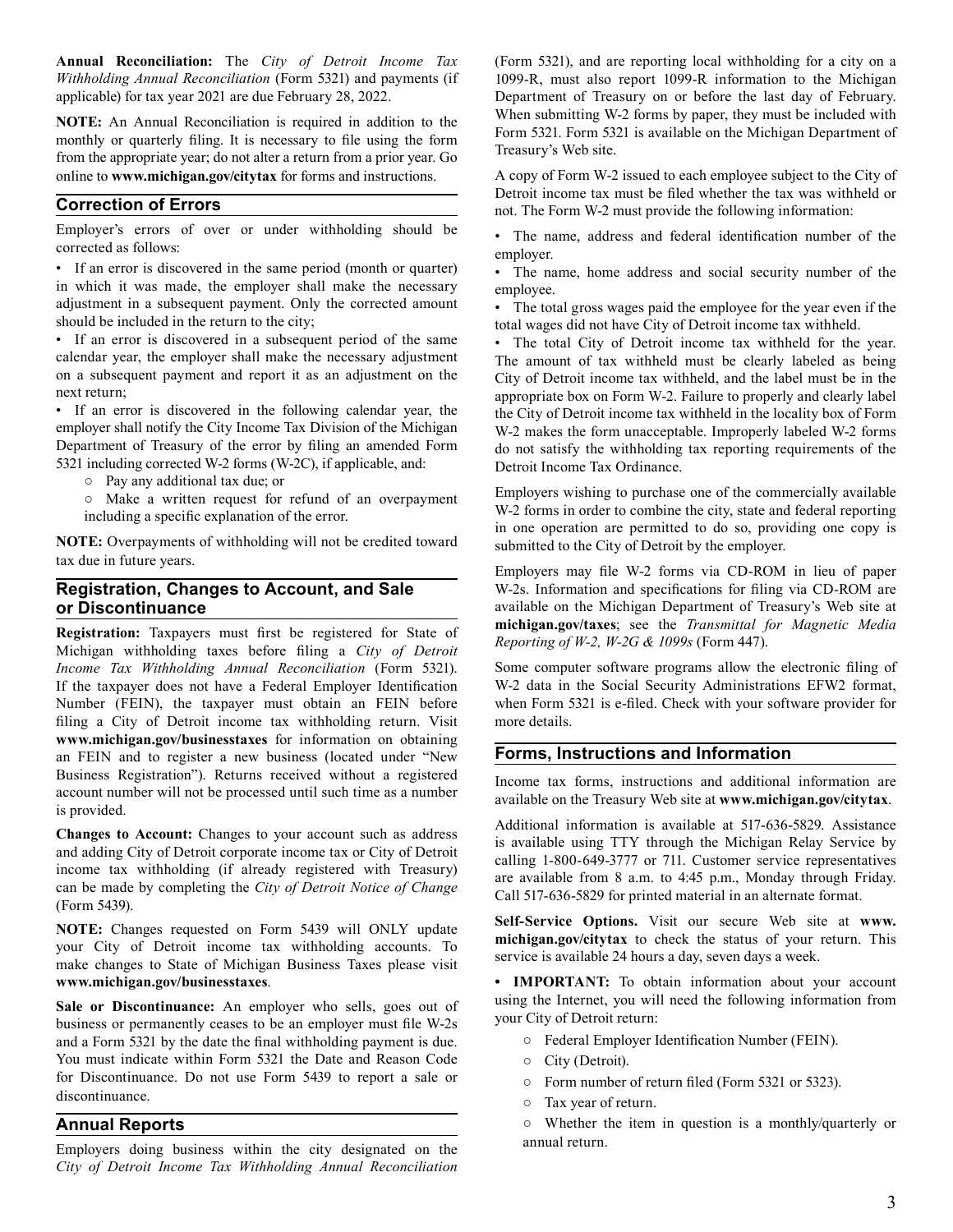**Annual Reconciliation:** The *City of Detroit Income Tax Withholding Annual Reconciliation* (Form 5321) and payments (if applicable) for tax year 2021 are due February 28, 2022.

**NOTE:** An Annual Reconciliation is required in addition to the monthly or quarterly filing. It is necessary to file using the form from the appropriate year; do not alter a return from a prior year. Go online to **www.michigan.gov/citytax** for forms and instructions.

## Correction of Errors

Employer's errors of over or under withholding should be corrected as follows:

- If an error is discovered in the same period (month or quarter) in which it was made, the employer shall make the necessary adjustment in a subsequent payment. Only the corrected amount should be included in the return to the city;
- If an error is discovered in a subsequent period of the same calendar year, the employer shall make the necessary adjustment on a subsequent payment and report it as an adjustment on the next return;
- If an error is discovered in the following calendar year, the employer shall notify the City Income Tax Division of the Michigan Department of Treasury of the error by filing an amended Form 5321 including corrected W-2 forms (W-2C), if applicable, and:
  - Pay any additional tax due; or
  - Make a written request for refund of an overpayment including a specific explanation of the error.

**NOTE:** Overpayments of withholding will not be credited toward tax due in future years.

## Registration, Changes to Account, and Sale or Discontinuance

**Registration:** Taxpayers must first be registered for State of Michigan withholding taxes before filing a *City of Detroit Income Tax Withholding Annual Reconciliation* (Form 5321). If the taxpayer does not have a Federal Employer Identification Number (FEIN), the taxpayer must obtain an FEIN before filing a City of Detroit income tax withholding return. Visit **www.michigan.gov/businesstaxes** for information on obtaining an FEIN and to register a new business (located under "New Business Registration"). Returns received without a registered account number will not be processed until such time as a number is provided.

**Changes to Account:** Changes to your account such as address and adding City of Detroit corporate income tax or City of Detroit income tax withholding (if already registered with Treasury) can be made by completing the *City of Detroit Notice of Change* (Form 5439).

**NOTE:** Changes requested on Form 5439 will ONLY update your City of Detroit income tax withholding accounts. To make changes to State of Michigan Business Taxes please visit **www.michigan.gov/businesstaxes**.

**Sale or Discontinuance:** An employer who sells, goes out of business or permanently ceases to be an employer must file W-2s and a Form 5321 by the date the final withholding payment is due. You must indicate within Form 5321 the Date and Reason Code for Discontinuance. Do not use Form 5439 to report a sale or discontinuance.

## Annual Reports

Employers doing business within the city designated on the *City of Detroit Income Tax Withholding Annual Reconciliation* (Form 5321), and are reporting local withholding for a city on a 1099-R, must also report 1099-R information to the Michigan Department of Treasury on or before the last day of February. When submitting W-2 forms by paper, they must be included with Form 5321. Form 5321 is available on the Michigan Department of Treasury's Web site.

A copy of Form W-2 issued to each employee subject to the City of Detroit income tax must be filed whether the tax was withheld or not. The Form W-2 must provide the following information:

- The name, address and federal identification number of the employer.
- The name, home address and social security number of the employee.
- The total gross wages paid the employee for the year even if the total wages did not have City of Detroit income tax withheld.
- The total City of Detroit income tax withheld for the year. The amount of tax withheld must be clearly labeled as being City of Detroit income tax withheld, and the label must be in the appropriate box on Form W-2. Failure to properly and clearly label the City of Detroit income tax withheld in the locality box of Form W-2 makes the form unacceptable. Improperly labeled W-2 forms do not satisfy the withholding tax reporting requirements of the Detroit Income Tax Ordinance.

Employers wishing to purchase one of the commercially available W-2 forms in order to combine the city, state and federal reporting in one operation are permitted to do so, providing one copy is submitted to the City of Detroit by the employer.

Employers may file W-2 forms via CD-ROM in lieu of paper W-2s. Information and specifications for filing via CD-ROM are available on the Michigan Department of Treasury's Web site at **michigan.gov/taxes**; see the *Transmittal for Magnetic Media Reporting of W-2, W-2G & 1099s* (Form 447).

Some computer software programs allow the electronic filing of W-2 data in the Social Security Administrations EFW2 format, when Form 5321 is e-filed. Check with your software provider for more details.

## Forms, Instructions and Information

Income tax forms, instructions and additional information are available on the Treasury Web site at **www.michigan.gov/citytax**.

Additional information is available at 517-636-5829. Assistance is available using TTY through the Michigan Relay Service by calling 1-800-649-3777 or 711. Customer service representatives are available from 8 a.m. to 4:45 p.m., Monday through Friday. Call 517-636-5829 for printed material in an alternate format.

**Self-Service Options.** Visit our secure Web site at **www.michigan.gov/citytax** to check the status of your return. This service is available 24 hours a day, seven days a week.

**• IMPORTANT:** To obtain information about your account using the Internet, you will need the following information from your City of Detroit return:

- Federal Employer Identification Number (FEIN).
- City (Detroit).
- Form number of return filed (Form 5321 or 5323).
- Tax year of return.
- Whether the item in question is a monthly/quarterly or annual return.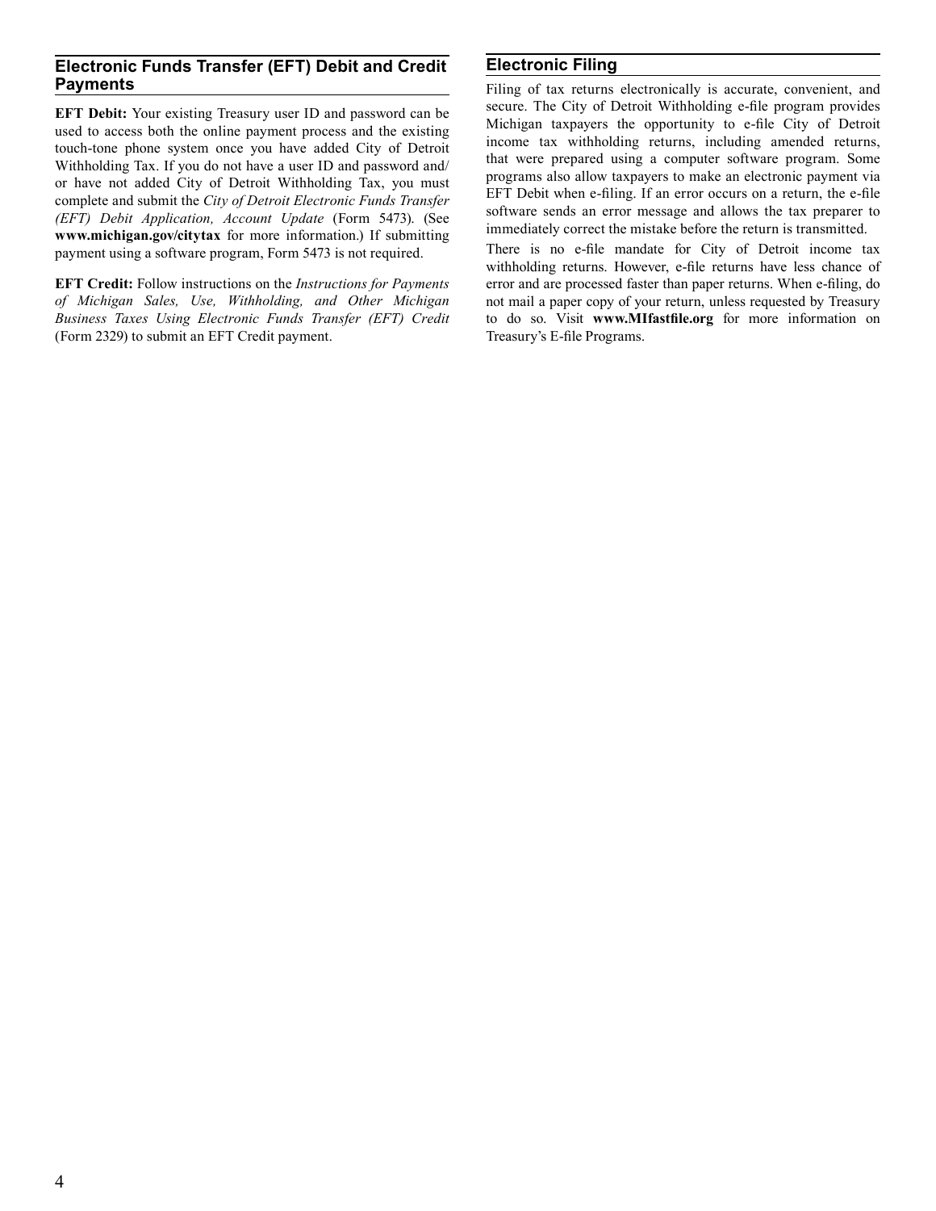## Electronic Funds Transfer (EFT) Debit and Credit Payments

**EFT Debit:** Your existing Treasury user ID and password can be used to access both the online payment process and the existing touch-tone phone system once you have added City of Detroit Withholding Tax. If you do not have a user ID and password and/or have not added City of Detroit Withholding Tax, you must complete and submit the *City of Detroit Electronic Funds Transfer (EFT) Debit Application, Account Update* (Form 5473). (See **www.michigan.gov/citytax** for more information.) If submitting payment using a software program, Form 5473 is not required.

**EFT Credit:** Follow instructions on the *Instructions for Payments of Michigan Sales, Use, Withholding, and Other Michigan Business Taxes Using Electronic Funds Transfer (EFT) Credit* (Form 2329) to submit an EFT Credit payment.

## Electronic Filing

Filing of tax returns electronically is accurate, convenient, and secure. The City of Detroit Withholding e-file program provides Michigan taxpayers the opportunity to e-file City of Detroit income tax withholding returns, including amended returns, that were prepared using a computer software program. Some programs also allow taxpayers to make an electronic payment via EFT Debit when e-filing. If an error occurs on a return, the e-file software sends an error message and allows the tax preparer to immediately correct the mistake before the return is transmitted.

There is no e-file mandate for City of Detroit income tax withholding returns. However, e-file returns have less chance of error and are processed faster than paper returns. When e-filing, do not mail a paper copy of your return, unless requested by Treasury to do so. Visit **www.MIfastfile.org** for more information on Treasury's E-file Programs.